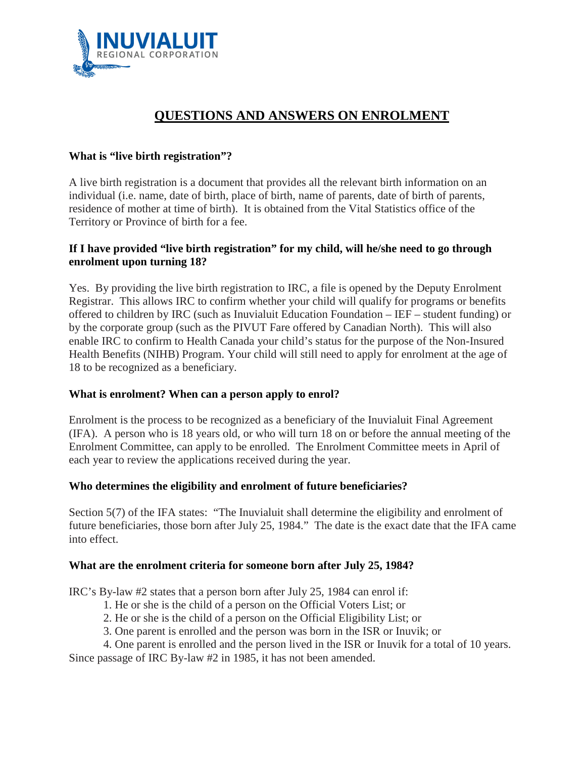# QUESTIONS AND ANSWERS ON ENROLMENT

### What is "live birth registration"?

A live birth registration is a document that provides all the relevant birth information on an individual (i.e. name, date of birth, place of birth, name of parents, date of birth of parents, residence of mother at time of birth). It is obtained from the Vital Statistics office of the Territory or Province of birth for a fee.

### If I have provided "live birth registration" for my child, will he/she need to go through enrolment upon turning 18?

Yes. By providing the live birth registration to IRC, a file is opened by the Deputy Enrolment Registrar. This allows IRC to confirm whether your child will qualify for programs or benefits offered to children by IRC (such as Inuvialuit Education Foundation – IEF – student funding) or by the corporate group (such as the PIVUT Fare offered by Canadian North). This will also enable IRC to confirm to Health Canada your child's status for the purpose of the Non-Insured Health Benefits (NIHB) Program. Your child will still need to apply for enrolment at the age of 18 to be recognized as a beneficiary.

### What is enrolment? When can a person apply to enrol?

Enrolment is the process to be recognized as a beneficiary of the Inuvialuit Final Agreement (IFA). A person who is 18 years old, or who will turn 18 on or before the annual meeting of the Enrolment Committee, can apply to be enrolled. The Enrolment Committee meets in April of each year to review the applications received during the year.

### Who determines the eligibility and enrolment of future beneficiaries?

Section 5(7) of the IFA states: "The Inuvialuit shall determine the eligibility and enrolment of future beneficiaries, those born after July 25, 1984." The date is the exact date that the IFA came into effect.

### What are the enrolment criteria for someone born after July 25, 1984?

IRC's By-law #2 states that a person born after July 25, 1984 can enrol if:

1. He or she is the child of a person on the Official Voters List; or
2. He or she is the child of a person on the Official Eligibility List; or
3. One parent is enrolled and the person was born in the ISR or Inuvik; or
4. One parent is enrolled and the person lived in the ISR or Inuvik for a total of 10 years.

Since passage of IRC By-law #2 in 1985, it has not been amended.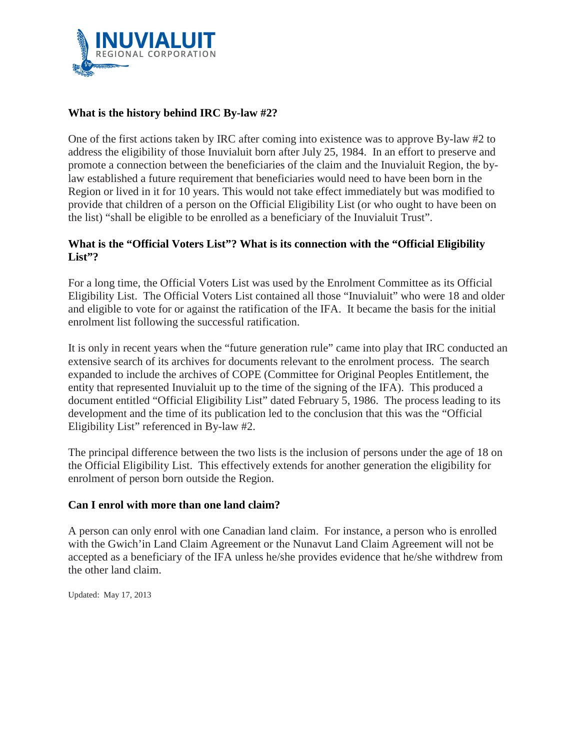### What is the history behind IRC By-law #2?

One of the first actions taken by IRC after coming into existence was to approve By-law #2 to address the eligibility of those Inuvialuit born after July 25, 1984. In an effort to preserve and promote a connection between the beneficiaries of the claim and the Inuvialuit Region, the by-law established a future requirement that beneficiaries would need to have been born in the Region or lived in it for 10 years. This would not take effect immediately but was modified to provide that children of a person on the Official Eligibility List (or who ought to have been on the list) "shall be eligible to be enrolled as a beneficiary of the Inuvialuit Trust".

### What is the "Official Voters List"? What is its connection with the "Official Eligibility List"?

For a long time, the Official Voters List was used by the Enrolment Committee as its Official Eligibility List. The Official Voters List contained all those "Inuvialuit" who were 18 and older and eligible to vote for or against the ratification of the IFA. It became the basis for the initial enrolment list following the successful ratification.

It is only in recent years when the "future generation rule" came into play that IRC conducted an extensive search of its archives for documents relevant to the enrolment process. The search expanded to include the archives of COPE (Committee for Original Peoples Entitlement, the entity that represented Inuvialuit up to the time of the signing of the IFA). This produced a document entitled "Official Eligibility List" dated February 5, 1986. The process leading to its development and the time of its publication led to the conclusion that this was the "Official Eligibility List" referenced in By-law #2.

The principal difference between the two lists is the inclusion of persons under the age of 18 on the Official Eligibility List. This effectively extends for another generation the eligibility for enrolment of person born outside the Region.

### Can I enrol with more than one land claim?

A person can only enrol with one Canadian land claim. For instance, a person who is enrolled with the Gwich'in Land Claim Agreement or the Nunavut Land Claim Agreement will not be accepted as a beneficiary of the IFA unless he/she provides evidence that he/she withdrew from the other land claim.

Updated: May 17, 2013